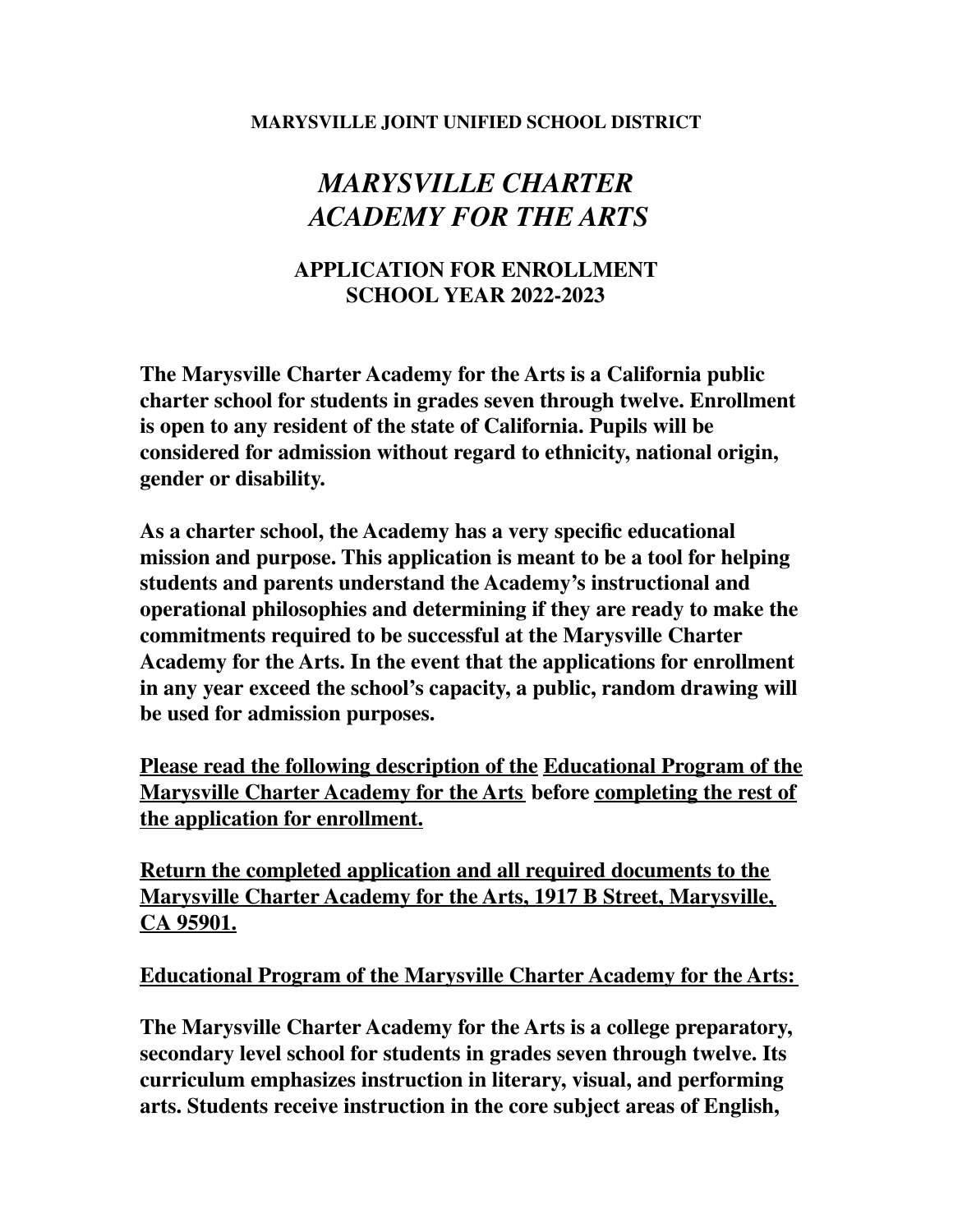**MARYSVILLE JOINT UNIFIED SCHOOL DISTRICT**

# *MARYSVILLE CHARTER ACADEMY FOR THE ARTS*

## APPLICATION FOR ENROLLMENT SCHOOL YEAR 2022-2023

**The Marysville Charter Academy for the Arts is a California public charter school for students in grades seven through twelve. Enrollment is open to any resident of the state of California. Pupils will be considered for admission without regard to ethnicity, national origin, gender or disability.**

**As a charter school, the Academy has a very specific educational mission and purpose. This application is meant to be a tool for helping students and parents understand the Academy's instructional and operational philosophies and determining if they are ready to make the commitments required to be successful at the Marysville Charter Academy for the Arts. In the event that the applications for enrollment in any year exceed the school's capacity, a public, random drawing will be used for admission purposes.**

**<u>Please read the following description of the</u> <u>Educational Program of the Marysville Charter Academy for the Arts</u> before <u>completing the rest of the application for enrollment.</u>**

**<u>Return the completed application and all required documents to the Marysville Charter Academy for the Arts, 1917 B Street, Marysville, CA 95901.</u>**

**<u>Educational Program of the Marysville Charter Academy for the Arts:</u>**

**The Marysville Charter Academy for the Arts is a college preparatory, secondary level school for students in grades seven through twelve. Its curriculum emphasizes instruction in literary, visual, and performing arts. Students receive instruction in the core subject areas of English,**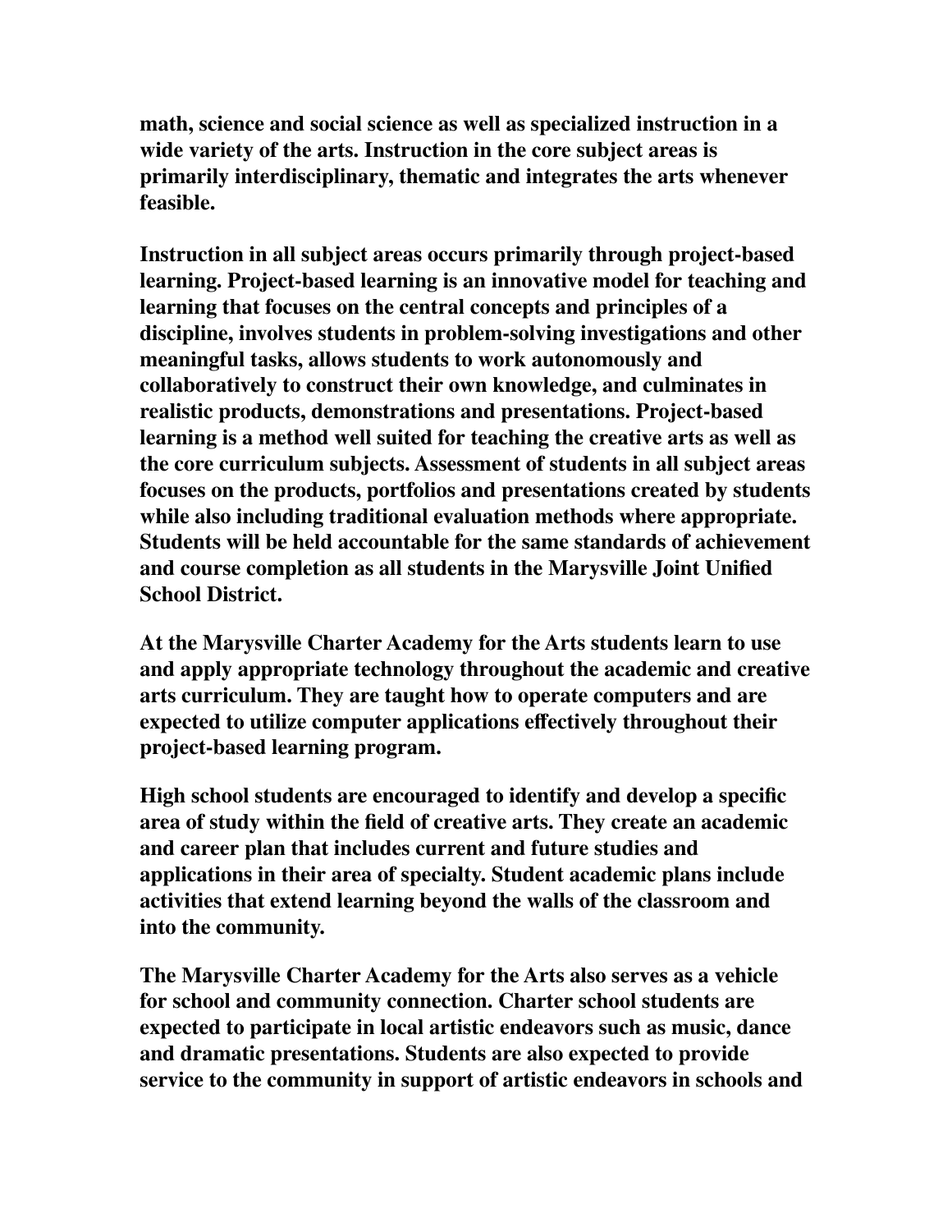**math, science and social science as well as specialized instruction in a wide variety of the arts. Instruction in the core subject areas is primarily interdisciplinary, thematic and integrates the arts whenever feasible.**

**Instruction in all subject areas occurs primarily through project-based learning. Project-based learning is an innovative model for teaching and learning that focuses on the central concepts and principles of a discipline, involves students in problem-solving investigations and other meaningful tasks, allows students to work autonomously and collaboratively to construct their own knowledge, and culminates in realistic products, demonstrations and presentations. Project-based learning is a method well suited for teaching the creative arts as well as the core curriculum subjects. Assessment of students in all subject areas focuses on the products, portfolios and presentations created by students while also including traditional evaluation methods where appropriate. Students will be held accountable for the same standards of achievement and course completion as all students in the Marysville Joint Unified School District.**

**At the Marysville Charter Academy for the Arts students learn to use and apply appropriate technology throughout the academic and creative arts curriculum. They are taught how to operate computers and are expected to utilize computer applications effectively throughout their project-based learning program.**

**High school students are encouraged to identify and develop a specific area of study within the field of creative arts. They create an academic and career plan that includes current and future studies and applications in their area of specialty. Student academic plans include activities that extend learning beyond the walls of the classroom and into the community.**

**The Marysville Charter Academy for the Arts also serves as a vehicle for school and community connection. Charter school students are expected to participate in local artistic endeavors such as music, dance and dramatic presentations. Students are also expected to provide service to the community in support of artistic endeavors in schools and**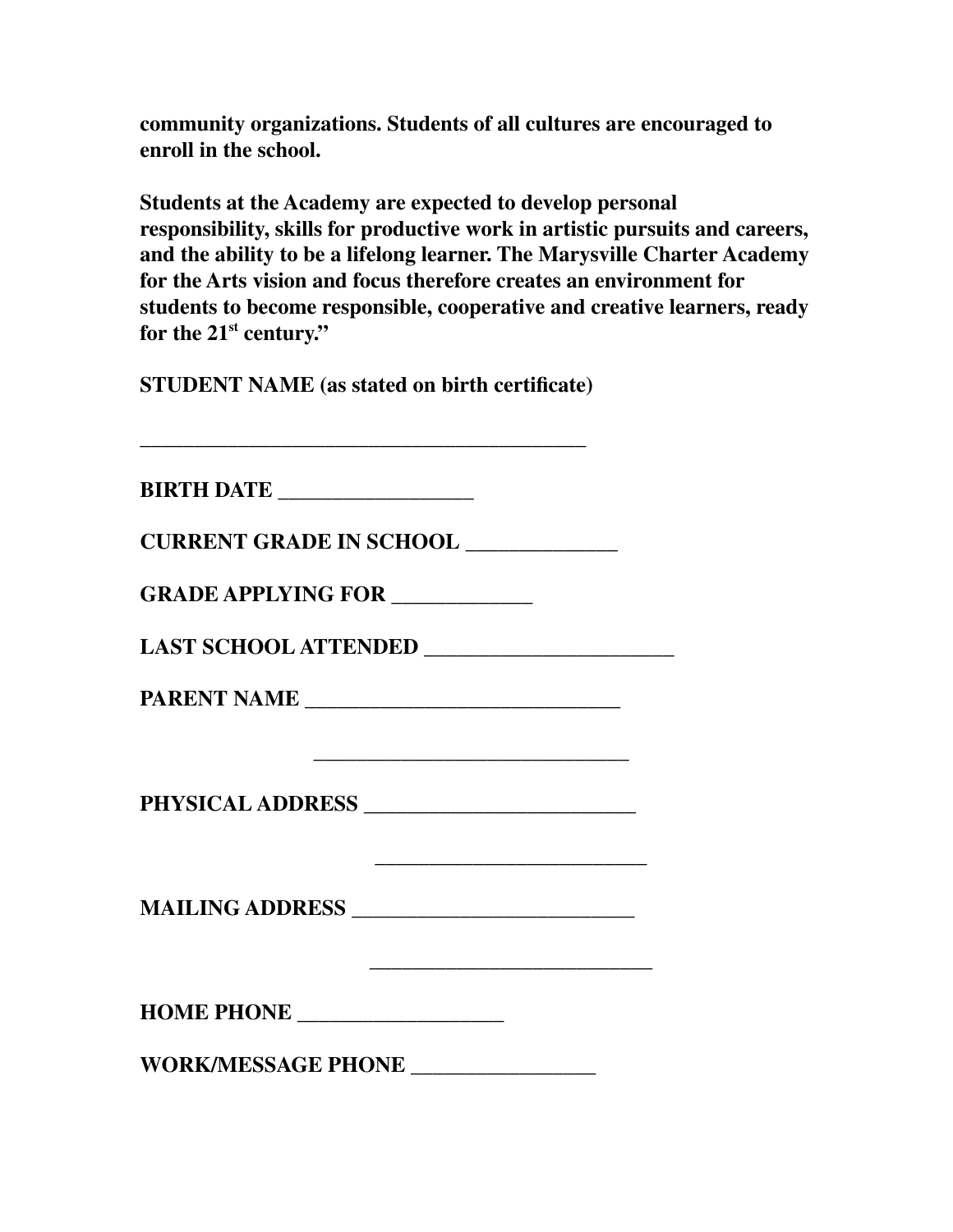**community organizations. Students of all cultures are encouraged to enroll in the school.**

**Students at the Academy are expected to develop personal responsibility, skills for productive work in artistic pursuits and careers, and the ability to be a lifelong learner. The Marysville Charter Academy for the Arts vision and focus therefore creates an environment for students to become responsible, cooperative and creative learners, ready for the 21st century."**

**STUDENT NAME (as stated on birth certificate)**

**___________________________________________**

**BIRTH DATE __________________**

**CURRENT GRADE IN SCHOOL ______________**

**GRADE APPLYING FOR _____________**

**LAST SCHOOL ATTENDED _______________________**

**PARENT NAME _____________________________**

**_____________________________**

**PHYSICAL ADDRESS _________________________**

**_________________________**

**MAILING ADDRESS ___________________________**

**___________________________**

**HOME PHONE ___________________**

**WORK/MESSAGE PHONE _________________**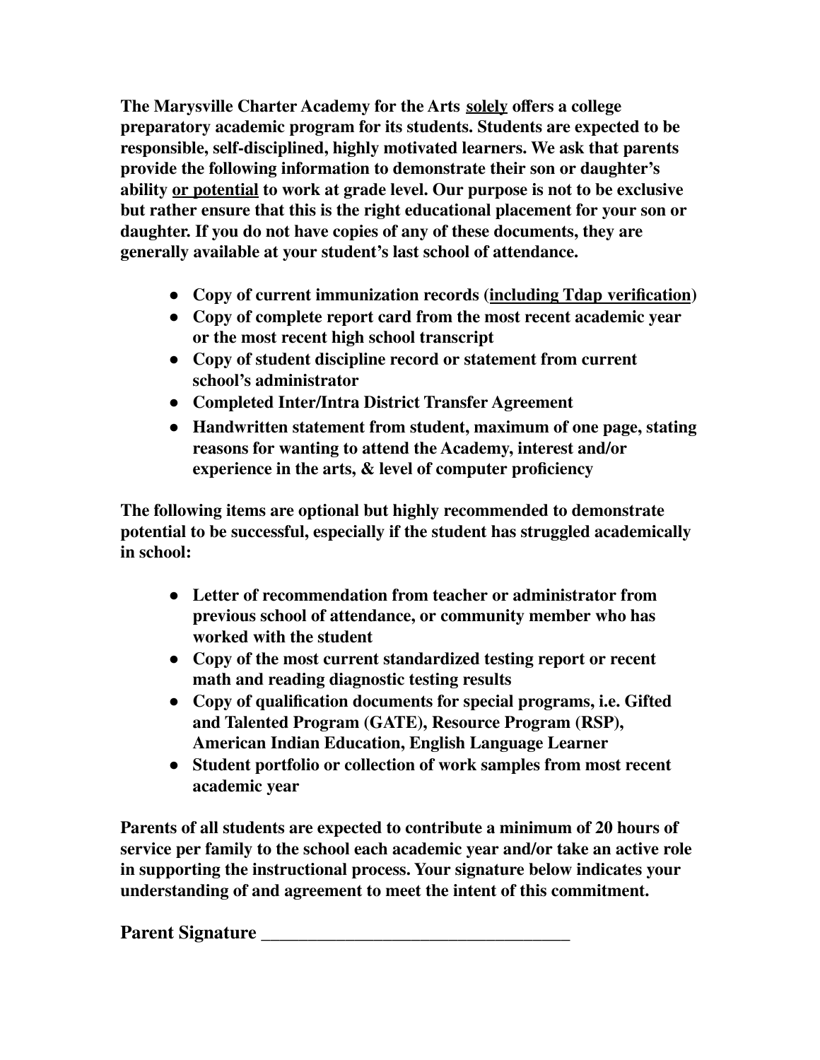**The Marysville Charter Academy for the Arts <u>solely</u> offers a college preparatory academic program for its students. Students are expected to be responsible, self-disciplined, highly motivated learners. We ask that parents provide the following information to demonstrate their son or daughter's ability <u>or potential</u> to work at grade level. Our purpose is not to be exclusive but rather ensure that this is the right educational placement for your son or daughter. If you do not have copies of any of these documents, they are generally available at your student's last school of attendance.**

- **Copy of current immunization records (<u>including Tdap verification</u>)**
- **Copy of complete report card from the most recent academic year or the most recent high school transcript**
- **Copy of student discipline record or statement from current school's administrator**
- **Completed Inter/Intra District Transfer Agreement**
- **Handwritten statement from student, maximum of one page, stating reasons for wanting to attend the Academy, interest and/or experience in the arts, & level of computer proficiency**

**The following items are optional but highly recommended to demonstrate potential to be successful, especially if the student has struggled academically in school:**

- **Letter of recommendation from teacher or administrator from previous school of attendance, or community member who has worked with the student**
- **Copy of the most current standardized testing report or recent math and reading diagnostic testing results**
- **Copy of qualification documents for special programs, i.e. Gifted and Talented Program (GATE), Resource Program (RSP), American Indian Education, English Language Learner**
- **Student portfolio or collection of work samples from most recent academic year**

**Parents of all students are expected to contribute a minimum of 20 hours of service per family to the school each academic year and/or take an active role in supporting the instructional process. Your signature below indicates your understanding of and agreement to meet the intent of this commitment.**

**Parent Signature ___________________________________**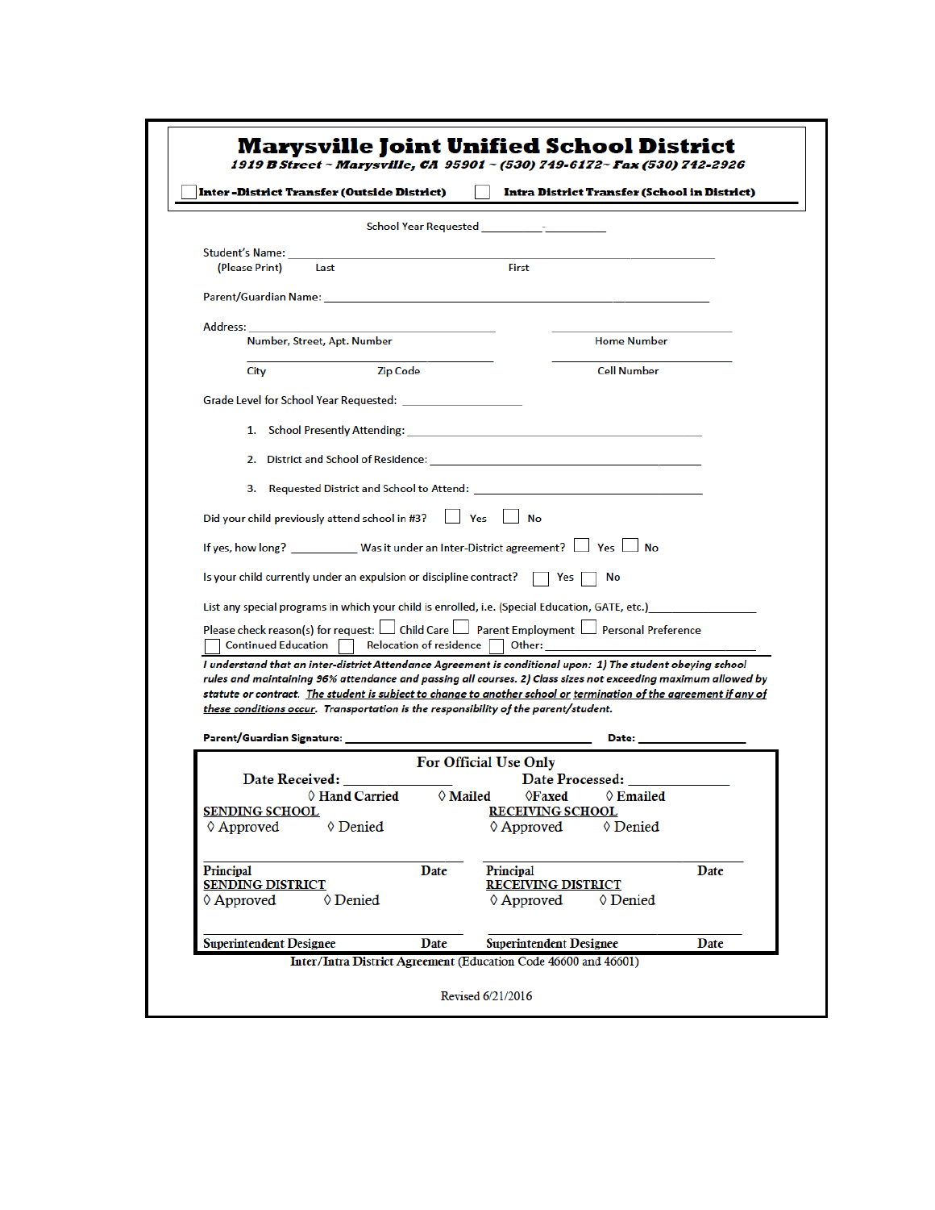# Marysville Joint Unified School District

***1919 B Street ~ Marysville, CA 95901 ~ (530) 749-6172~ Fax (530) 742-2926***

☐ **Inter-District Transfer (Outside District)** ☐ **Intra District Transfer (School in District)**

School Year Requested __________-__________

Student's Name: ______________________________________________
(Please Print) Last First

Parent/Guardian Name: ______________________________________________

Address: ______________________________ ______________________________
Number, Street, Apt. Number Home Number

______________________________ ______________________________
City Zip Code Cell Number

Grade Level for School Year Requested: ____________________

1. School Presently Attending: ______________________________________________
2. District and School of Residence: ______________________________________________
3. Requested District and School to Attend: ______________________________________________

Did your child previously attend school in #3? ☐ Yes ☐ No

If yes, how long? __________ Was it under an Inter-District agreement? ☐ Yes ☐ No

Is your child currently under an expulsion or discipline contract? ☐ Yes ☐ No

List any special programs in which your child is enrolled, i.e. (Special Education, GATE, etc.)________________

Please check reason(s) for request: ☐ Child Care ☐ Parent Employment ☐ Personal Preference
☐ Continued Education ☐ Relocation of residence ☐ Other: ______________________________

***I understand that an inter-district Attendance Agreement is conditional upon: 1) The student obeying school rules and maintaining 96% attendance and passing all courses. 2) Class sizes not exceeding maximum allowed by statute or contract. <u>The student is subject to change to another school or termination of the agreement if any of these conditions occur</u>. Transportation is the responsibility of the parent/student.***

**Parent/Guardian Signature:** ______________________________ **Date:** ______________

## For Official Use Only

Date Received: ______________ Date Processed: ______________

◊ Hand Carried ◊ Mailed ◊Faxed ◊ Emailed

<u>SENDING SCHOOL</u>
◊ Approved ◊ Denied

<u>RECEIVING SCHOOL</u>
◊ Approved ◊ Denied

______________________________ 
Principal Date

______________________________ 
Principal Date

<u>SENDING DISTRICT</u>
◊ Approved ◊ Denied

<u>RECEIVING DISTRICT</u>
◊ Approved ◊ Denied

______________________________ 
Superintendent Designee Date

______________________________ 
Superintendent Designee Date

Inter/Intra District Agreement (Education Code 46600 and 46601)

Revised 6/21/2016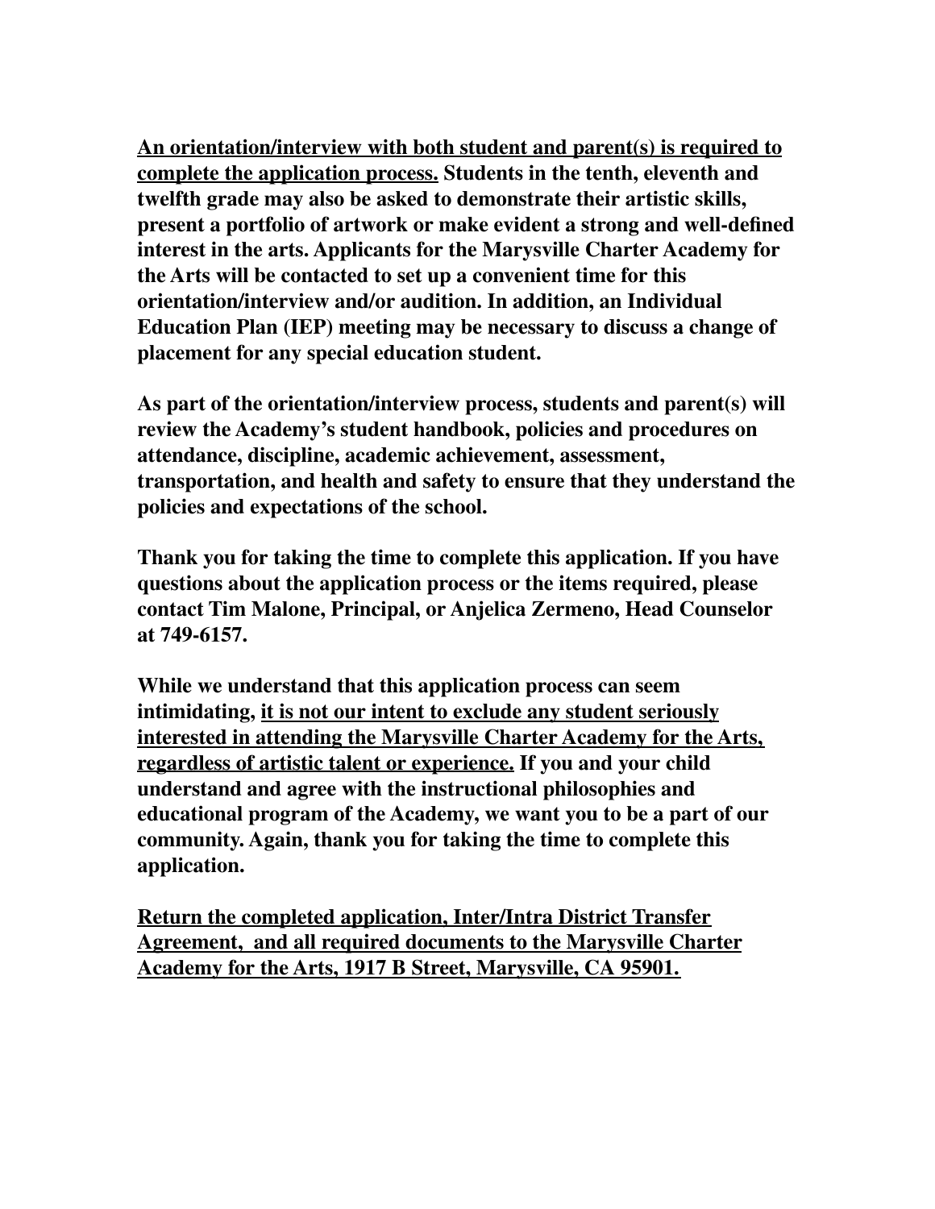**<u>An orientation/interview with both student and parent(s) is required to complete the application process.</u> Students in the tenth, eleventh and twelfth grade may also be asked to demonstrate their artistic skills, present a portfolio of artwork or make evident a strong and well-defined interest in the arts. Applicants for the Marysville Charter Academy for the Arts will be contacted to set up a convenient time for this orientation/interview and/or audition. In addition, an Individual Education Plan (IEP) meeting may be necessary to discuss a change of placement for any special education student.**

**As part of the orientation/interview process, students and parent(s) will review the Academy's student handbook, policies and procedures on attendance, discipline, academic achievement, assessment, transportation, and health and safety to ensure that they understand the policies and expectations of the school.**

**Thank you for taking the time to complete this application. If you have questions about the application process or the items required, please contact Tim Malone, Principal, or Anjelica Zermeno, Head Counselor at 749-6157.**

**While we understand that this application process can seem intimidating, <u>it is not our intent to exclude any student seriously interested in attending the Marysville Charter Academy for the Arts, regardless of artistic talent or experience.</u> If you and your child understand and agree with the instructional philosophies and educational program of the Academy, we want you to be a part of our community. Again, thank you for taking the time to complete this application.**

**<u>Return the completed application, Inter/Intra District Transfer Agreement, and all required documents to the Marysville Charter Academy for the Arts, 1917 B Street, Marysville, CA 95901.</u>**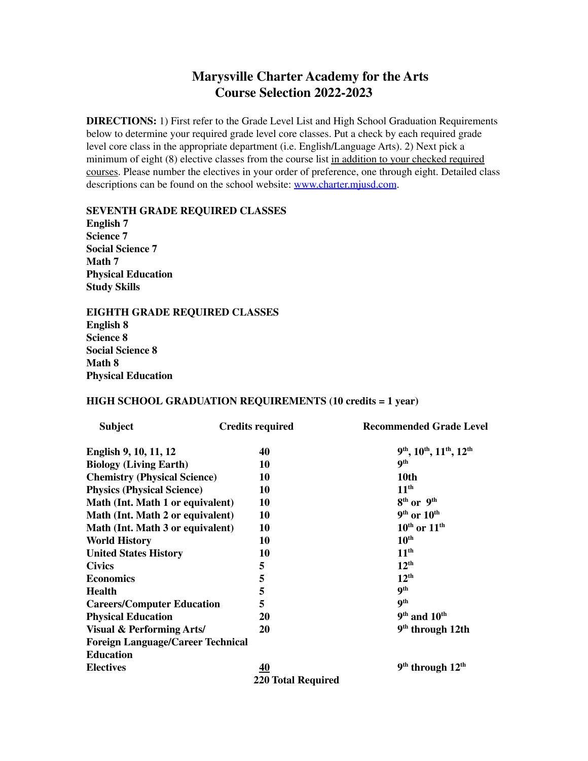# Marysville Charter Academy for the Arts
# Course Selection 2022-2023

**DIRECTIONS:** 1) First refer to the Grade Level List and High School Graduation Requirements below to determine your required grade level core classes. Put a check by each required grade level core class in the appropriate department (i.e. English/Language Arts). 2) Next pick a minimum of eight (8) elective classes from the course list <u>in addition to your checked required courses</u>. Please number the electives in your order of preference, one through eight. Detailed class descriptions can be found on the school website: www.charter.mjusd.com.

**SEVENTH GRADE REQUIRED CLASSES**
**English 7**
**Science 7**
**Social Science 7**
**Math 7**
**Physical Education**
**Study Skills**

**EIGHTH GRADE REQUIRED CLASSES**
**English 8**
**Science 8**
**Social Science 8**
**Math 8**
**Physical Education**

**HIGH SCHOOL GRADUATION REQUIREMENTS (10 credits = 1 year)**

| Subject | Credits required | Recommended Grade Level |
|---|---|---|
| English 9, 10, 11, 12 | 40 | 9th, 10th, 11th, 12th |
| Biology (Living Earth) | 10 | 9th |
| Chemistry (Physical Science) | 10 | 10th |
| Physics (Physical Science) | 10 | 11th |
| Math (Int. Math 1 or equivalent) | 10 | 8th or 9th |
| Math (Int. Math 2 or equivalent) | 10 | 9th or 10th |
| Math (Int. Math 3 or equivalent) | 10 | 10th or 11th |
| World History | 10 | 10th |
| United States History | 10 | 11th |
| Civics | 5 | 12th |
| Economics | 5 | 12th |
| Health | 5 | 9th |
| Careers/Computer Education | 5 | 9th |
| Physical Education | 20 | 9th and 10th |
| Visual & Performing Arts/ Foreign Language/Career Technical Education | 20 | 9th through 12th |
| Electives | 40 | 9th through 12th |
| | 220 Total Required | |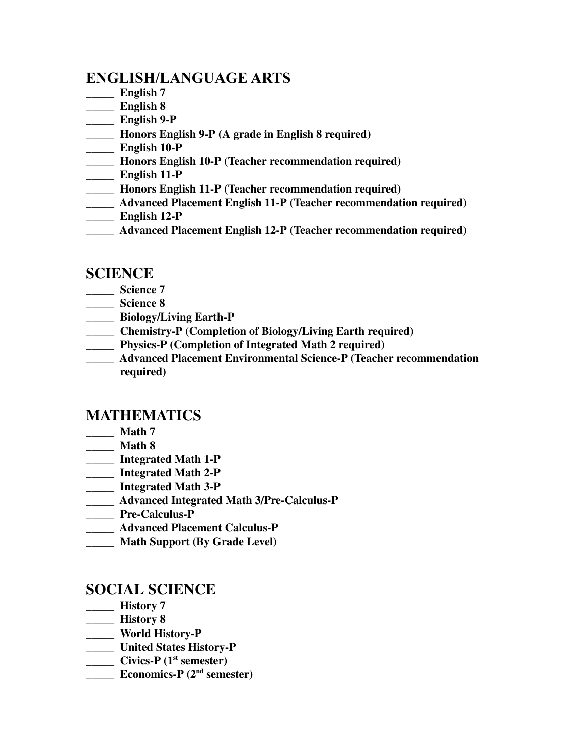## ENGLISH/LANGUAGE ARTS

_____ **English 7**
_____ **English 8**
_____ **English 9-P**
_____ **Honors English 9-P (A grade in English 8 required)**
_____ **English 10-P**
_____ **Honors English 10-P (Teacher recommendation required)**
_____ **English 11-P**
_____ **Honors English 11-P (Teacher recommendation required)**
_____ **Advanced Placement English 11-P (Teacher recommendation required)**
_____ **English 12-P**
_____ **Advanced Placement English 12-P (Teacher recommendation required)**

## SCIENCE

_____ **Science 7**
_____ **Science 8**
_____ **Biology/Living Earth-P**
_____ **Chemistry-P (Completion of Biology/Living Earth required)**
_____ **Physics-P (Completion of Integrated Math 2 required)**
_____ **Advanced Placement Environmental Science-P (Teacher recommendation required)**

## MATHEMATICS

_____ **Math 7**
_____ **Math 8**
_____ **Integrated Math 1-P**
_____ **Integrated Math 2-P**
_____ **Integrated Math 3-P**
_____ **Advanced Integrated Math 3/Pre-Calculus-P**
_____ **Pre-Calculus-P**
_____ **Advanced Placement Calculus-P**
_____ **Math Support (By Grade Level)**

## SOCIAL SCIENCE

_____ **History 7**
_____ **History 8**
_____ **World History-P**
_____ **United States History-P**
_____ **Civics-P (1st semester)**
_____ **Economics-P (2nd semester)**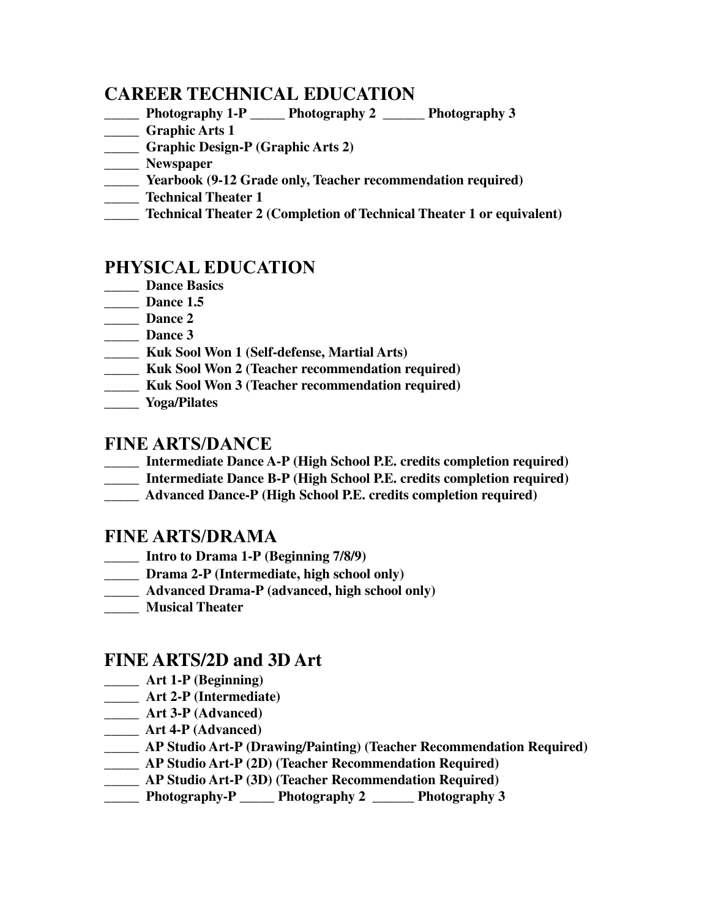## CAREER TECHNICAL EDUCATION

**_____ Photography 1-P _____ Photography 2 ______ Photography 3**
**_____ Graphic Arts 1**
**_____ Graphic Design-P (Graphic Arts 2)**
**_____ Newspaper**
**_____ Yearbook (9-12 Grade only, Teacher recommendation required)**
**_____ Technical Theater 1**
**_____ Technical Theater 2 (Completion of Technical Theater 1 or equivalent)**

## PHYSICAL EDUCATION

**_____ Dance Basics**
**_____ Dance 1.5**
**_____ Dance 2**
**_____ Dance 3**
**_____ Kuk Sool Won 1 (Self-defense, Martial Arts)**
**_____ Kuk Sool Won 2 (Teacher recommendation required)**
**_____ Kuk Sool Won 3 (Teacher recommendation required)**
**_____ Yoga/Pilates**

## FINE ARTS/DANCE

**_____ Intermediate Dance A-P (High School P.E. credits completion required)**
**_____ Intermediate Dance B-P (High School P.E. credits completion required)**
**_____ Advanced Dance-P (High School P.E. credits completion required)**

## FINE ARTS/DRAMA

**_____ Intro to Drama 1-P (Beginning 7/8/9)**
**_____ Drama 2-P (Intermediate, high school only)**
**_____ Advanced Drama-P (advanced, high school only)**
**_____ Musical Theater**

## FINE ARTS/2D and 3D Art

**_____ Art 1-P (Beginning)**
**_____ Art 2-P (Intermediate)**
**_____ Art 3-P (Advanced)**
**_____ Art 4-P (Advanced)**
**_____ AP Studio Art-P (Drawing/Painting) (Teacher Recommendation Required)**
**_____ AP Studio Art-P (2D) (Teacher Recommendation Required)**
**_____ AP Studio Art-P (3D) (Teacher Recommendation Required)**
**_____ Photography-P _____ Photography 2 ______ Photography 3**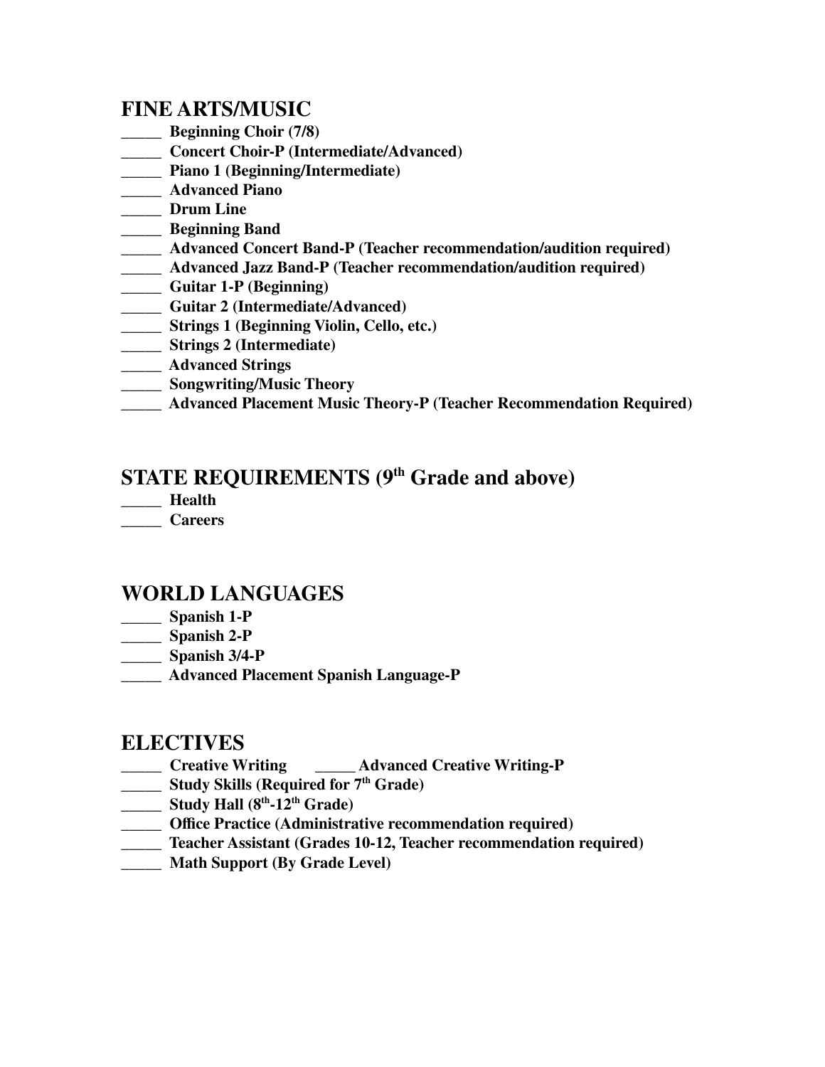## FINE ARTS/MUSIC

_____ **Beginning Choir (7/8)**
_____ **Concert Choir-P (Intermediate/Advanced)**
_____ **Piano 1 (Beginning/Intermediate)**
_____ **Advanced Piano**
_____ **Drum Line**
_____ **Beginning Band**
_____ **Advanced Concert Band-P (Teacher recommendation/audition required)**
_____ **Advanced Jazz Band-P (Teacher recommendation/audition required)**
_____ **Guitar 1-P (Beginning)**
_____ **Guitar 2 (Intermediate/Advanced)**
_____ **Strings 1 (Beginning Violin, Cello, etc.)**
_____ **Strings 2 (Intermediate)**
_____ **Advanced Strings**
_____ **Songwriting/Music Theory**
_____ **Advanced Placement Music Theory-P (Teacher Recommendation Required)**

## STATE REQUIREMENTS (9th Grade and above)

_____ **Health**
_____ **Careers**

## WORLD LANGUAGES

_____ **Spanish 1-P**
_____ **Spanish 2-P**
_____ **Spanish 3/4-P**
_____ **Advanced Placement Spanish Language-P**

## ELECTIVES

_____ **Creative Writing** _____ **Advanced Creative Writing-P**
_____ **Study Skills (Required for 7th Grade)**
_____ **Study Hall (8th-12th Grade)**
_____ **Office Practice (Administrative recommendation required)**
_____ **Teacher Assistant (Grades 10-12, Teacher recommendation required)**
_____ **Math Support (By Grade Level)**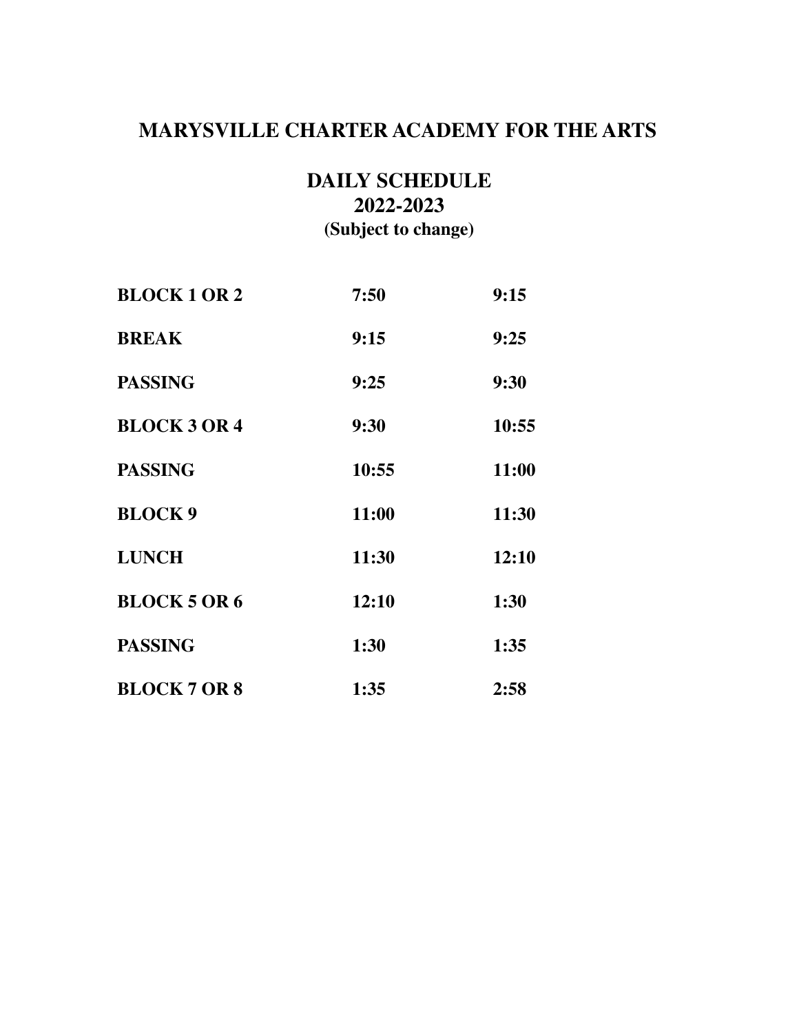# MARYSVILLE CHARTER ACADEMY FOR THE ARTS

## DAILY SCHEDULE
## 2022-2023
**(Subject to change)**

| | | |
|---|---|---|
| **BLOCK 1 OR 2** | **7:50** | **9:15** |
| **BREAK** | **9:15** | **9:25** |
| **PASSING** | **9:25** | **9:30** |
| **BLOCK 3 OR 4** | **9:30** | **10:55** |
| **PASSING** | **10:55** | **11:00** |
| **BLOCK 9** | **11:00** | **11:30** |
| **LUNCH** | **11:30** | **12:10** |
| **BLOCK 5 OR 6** | **12:10** | **1:30** |
| **PASSING** | **1:30** | **1:35** |
| **BLOCK 7 OR 8** | **1:35** | **2:58** |